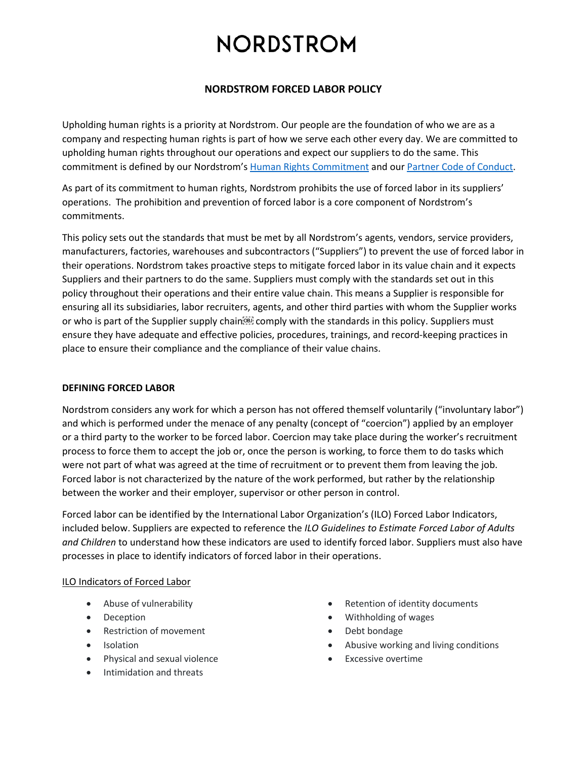# NORDSTROM

## NORDSTROM FORCED LABOR POLICY

Upholding human rights is a priority at Nordstrom. Our people are the foundation of who we are as a company and respecting human rights is part of how we serve each other every day. We are committed to upholding human rights throughout our operations and expect our suppliers to do the same. This commitment is defined by our Nordstrom's [Human Rights Commitment]() and our [Partner Code of Conduct]().

As part of its commitment to human rights, Nordstrom prohibits the use of forced labor in its suppliers' operations. The prohibition and prevention of forced labor is a core component of Nordstrom's commitments.

This policy sets out the standards that must be met by all Nordstrom's agents, vendors, service providers, manufacturers, factories, warehouses and subcontractors ("Suppliers") to prevent the use of forced labor in their operations. Nordstrom takes proactive steps to mitigate forced labor in its value chain and it expects Suppliers and their partners to do the same. Suppliers must comply with the standards set out in this policy throughout their operations and their entire value chain. This means a Supplier is responsible for ensuring all its subsidiaries, labor recruiters, agents, and other third parties with whom the Supplier works or who is part of the Supplier supply chain comply with the standards in this policy. Suppliers must ensure they have adequate and effective policies, procedures, trainings, and record-keeping practices in place to ensure their compliance and the compliance of their value chains.

### DEFINING FORCED LABOR

Nordstrom considers any work for which a person has not offered themself voluntarily ("involuntary labor") and which is performed under the menace of any penalty (concept of "coercion") applied by an employer or a third party to the worker to be forced labor. Coercion may take place during the worker's recruitment process to force them to accept the job or, once the person is working, to force them to do tasks which were not part of what was agreed at the time of recruitment or to prevent them from leaving the job. Forced labor is not characterized by the nature of the work performed, but rather by the relationship between the worker and their employer, supervisor or other person in control.

Forced labor can be identified by the International Labor Organization's (ILO) Forced Labor Indicators, included below. Suppliers are expected to reference the *ILO Guidelines to Estimate Forced Labor of Adults and Children* to understand how these indicators are used to identify forced labor. Suppliers must also have processes in place to identify indicators of forced labor in their operations.

ILO Indicators of Forced Labor

- Abuse of vulnerability
- Deception
- Restriction of movement
- Isolation
- Physical and sexual violence
- Intimidation and threats
- Retention of identity documents
- Withholding of wages
- Debt bondage
- Abusive working and living conditions
- Excessive overtime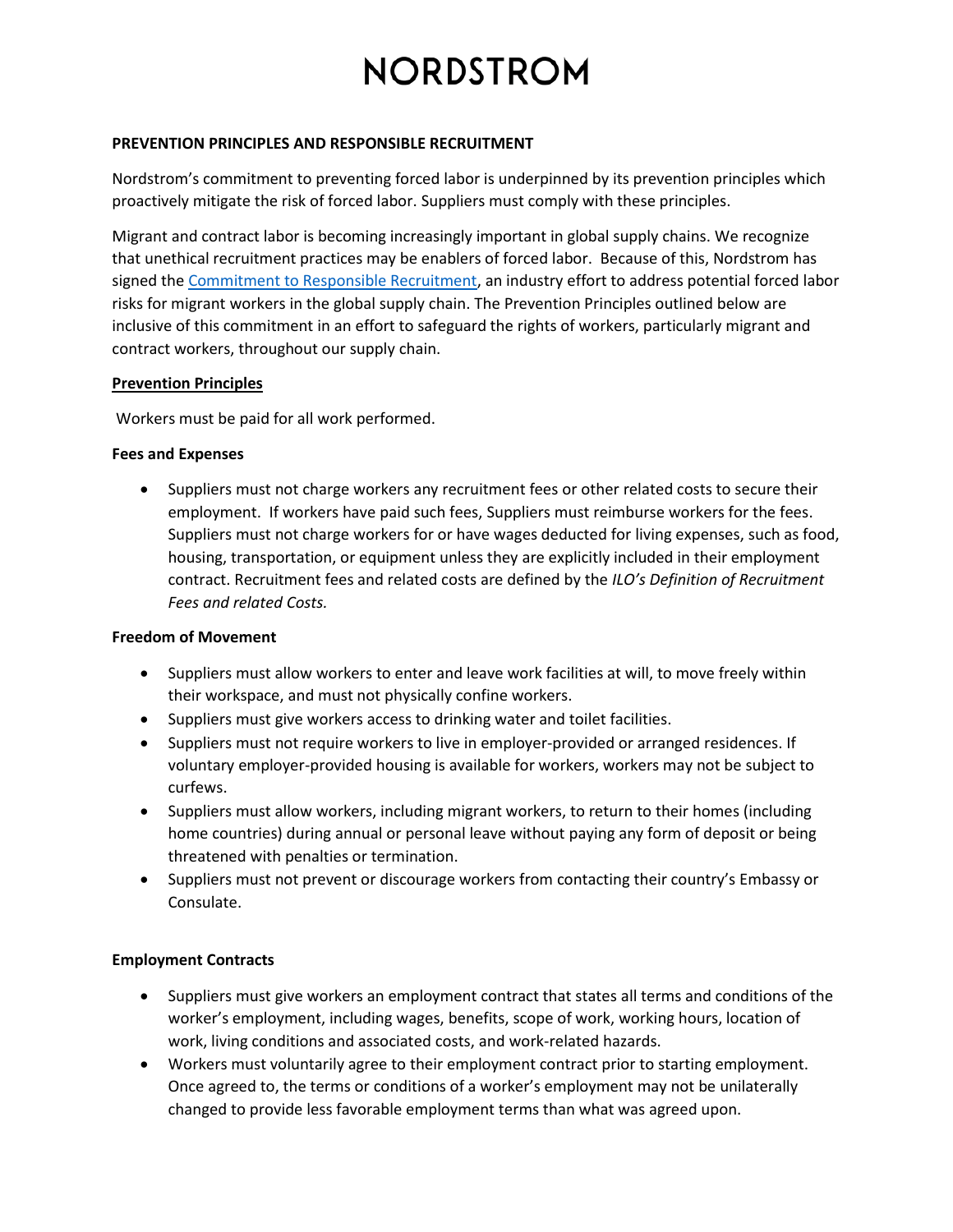# NORDSTROM

**PREVENTION PRINCIPLES AND RESPONSIBLE RECRUITMENT**

Nordstrom's commitment to preventing forced labor is underpinned by its prevention principles which proactively mitigate the risk of forced labor. Suppliers must comply with these principles.

Migrant and contract labor is becoming increasingly important in global supply chains. We recognize that unethical recruitment practices may be enablers of forced labor. Because of this, Nordstrom has signed the Commitment to Responsible Recruitment, an industry effort to address potential forced labor risks for migrant workers in the global supply chain. The Prevention Principles outlined below are inclusive of this commitment in an effort to safeguard the rights of workers, particularly migrant and contract workers, throughout our supply chain.

**Prevention Principles**

Workers must be paid for all work performed.

**Fees and Expenses**

- Suppliers must not charge workers any recruitment fees or other related costs to secure their employment. If workers have paid such fees, Suppliers must reimburse workers for the fees. Suppliers must not charge workers for or have wages deducted for living expenses, such as food, housing, transportation, or equipment unless they are explicitly included in their employment contract. Recruitment fees and related costs are defined by the *ILO's Definition of Recruitment Fees and related Costs.*

**Freedom of Movement**

- Suppliers must allow workers to enter and leave work facilities at will, to move freely within their workspace, and must not physically confine workers.
- Suppliers must give workers access to drinking water and toilet facilities.
- Suppliers must not require workers to live in employer-provided or arranged residences. If voluntary employer-provided housing is available for workers, workers may not be subject to curfews.
- Suppliers must allow workers, including migrant workers, to return to their homes (including home countries) during annual or personal leave without paying any form of deposit or being threatened with penalties or termination.
- Suppliers must not prevent or discourage workers from contacting their country's Embassy or Consulate.

**Employment Contracts**

- Suppliers must give workers an employment contract that states all terms and conditions of the worker's employment, including wages, benefits, scope of work, working hours, location of work, living conditions and associated costs, and work-related hazards.
- Workers must voluntarily agree to their employment contract prior to starting employment. Once agreed to, the terms or conditions of a worker's employment may not be unilaterally changed to provide less favorable employment terms than what was agreed upon.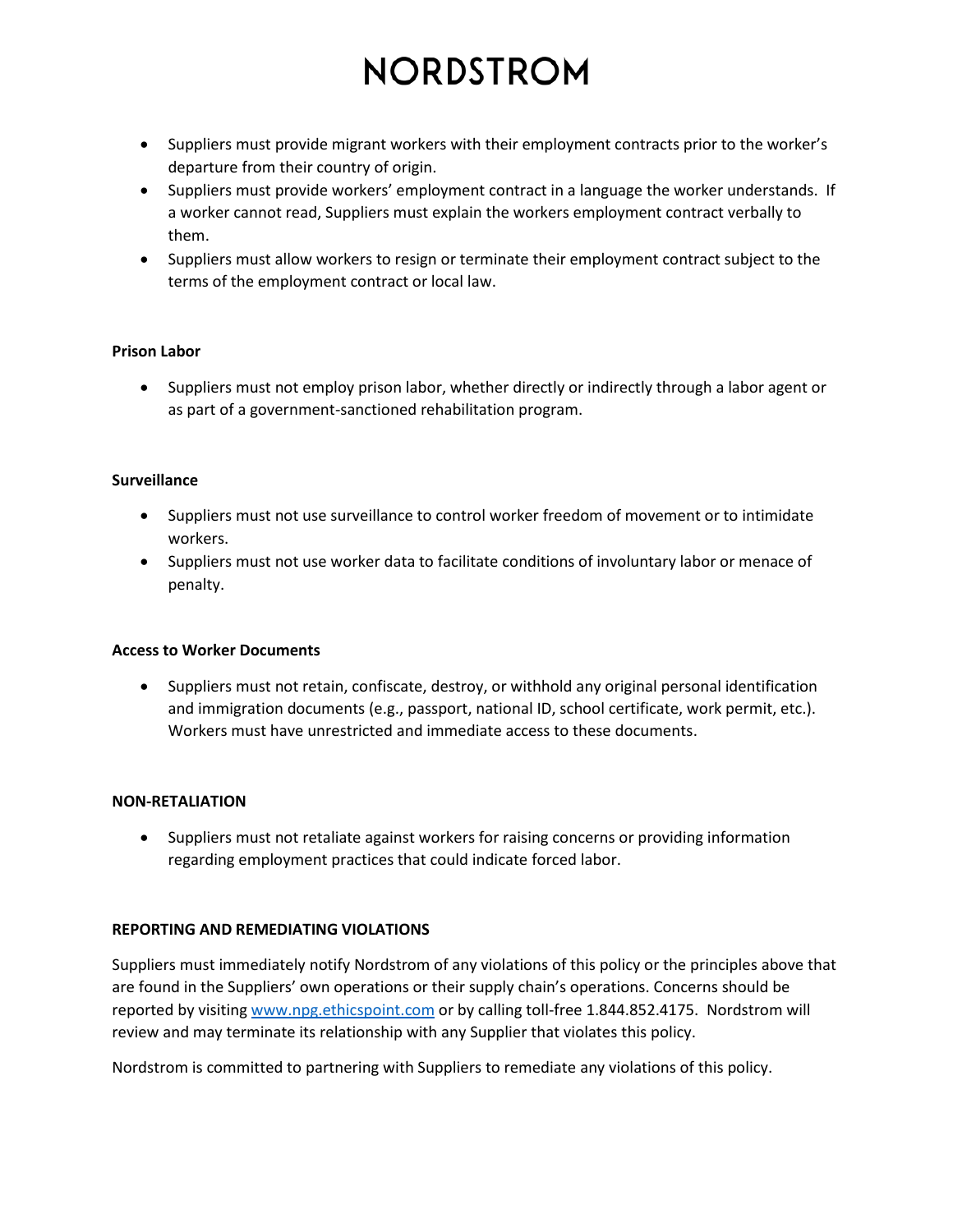- Suppliers must provide migrant workers with their employment contracts prior to the worker's departure from their country of origin.
- Suppliers must provide workers' employment contract in a language the worker understands. If a worker cannot read, Suppliers must explain the workers employment contract verbally to them.
- Suppliers must allow workers to resign or terminate their employment contract subject to the terms of the employment contract or local law.

**Prison Labor**

- Suppliers must not employ prison labor, whether directly or indirectly through a labor agent or as part of a government-sanctioned rehabilitation program.

**Surveillance**

- Suppliers must not use surveillance to control worker freedom of movement or to intimidate workers.
- Suppliers must not use worker data to facilitate conditions of involuntary labor or menace of penalty.

**Access to Worker Documents**

- Suppliers must not retain, confiscate, destroy, or withhold any original personal identification and immigration documents (e.g., passport, national ID, school certificate, work permit, etc.). Workers must have unrestricted and immediate access to these documents.

**NON-RETALIATION**

- Suppliers must not retaliate against workers for raising concerns or providing information regarding employment practices that could indicate forced labor.

**REPORTING AND REMEDIATING VIOLATIONS**

Suppliers must immediately notify Nordstrom of any violations of this policy or the principles above that are found in the Suppliers' own operations or their supply chain's operations. Concerns should be reported by visiting [www.npg.ethicspoint.com](http://www.npg.ethicspoint.com) or by calling toll-free 1.844.852.4175. Nordstrom will review and may terminate its relationship with any Supplier that violates this policy.

Nordstrom is committed to partnering with Suppliers to remediate any violations of this policy.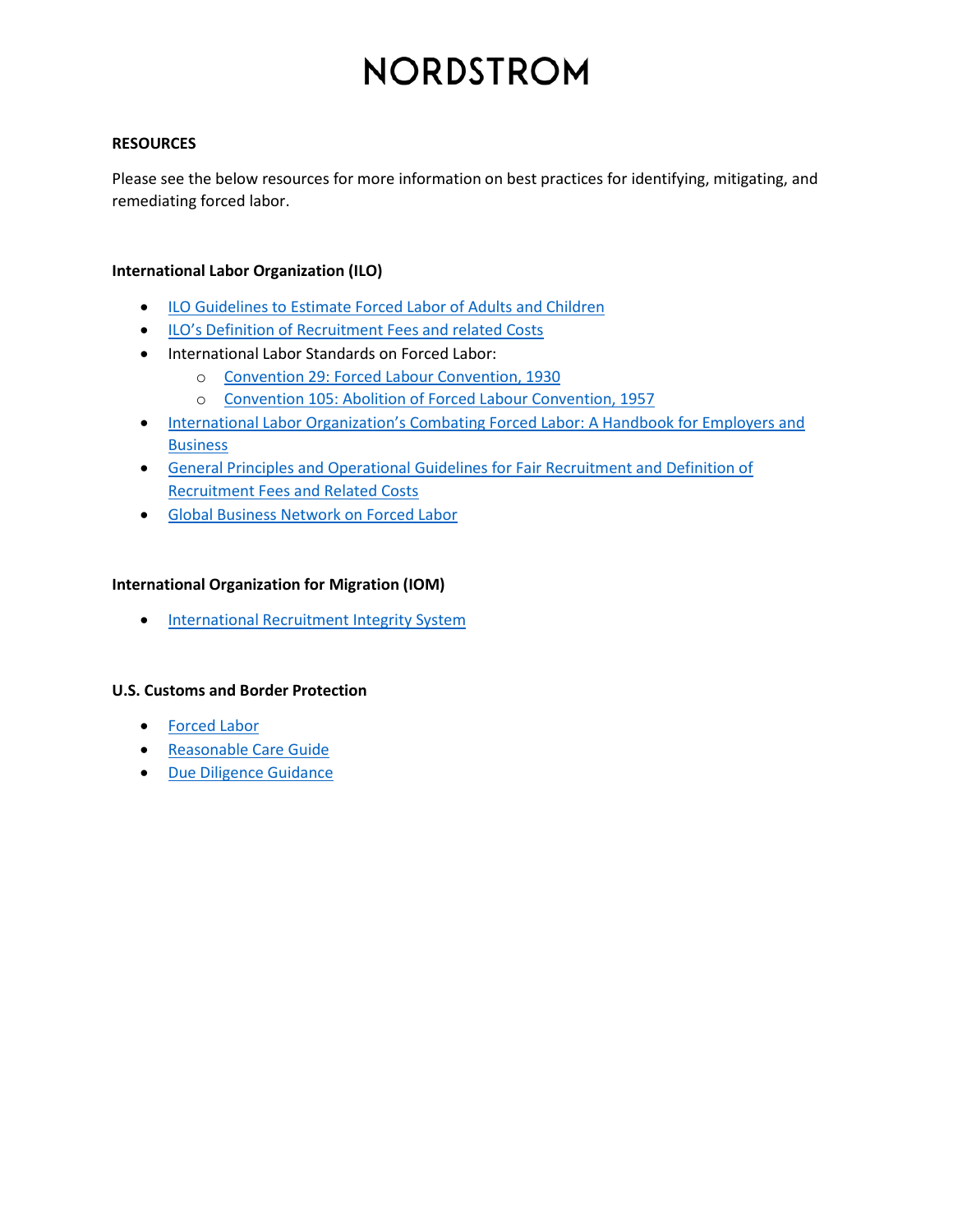# NORDSTROM

**RESOURCES**

Please see the below resources for more information on best practices for identifying, mitigating, and remediating forced labor.

**International Labor Organization (ILO)**

- ILO Guidelines to Estimate Forced Labor of Adults and Children
- ILO's Definition of Recruitment Fees and related Costs
- International Labor Standards on Forced Labor:
  - Convention 29: Forced Labour Convention, 1930
  - Convention 105: Abolition of Forced Labour Convention, 1957
- International Labor Organization's Combating Forced Labor: A Handbook for Employers and Business
- General Principles and Operational Guidelines for Fair Recruitment and Definition of Recruitment Fees and Related Costs
- Global Business Network on Forced Labor

**International Organization for Migration (IOM)**

- International Recruitment Integrity System

**U.S. Customs and Border Protection**

- Forced Labor
- Reasonable Care Guide
- Due Diligence Guidance